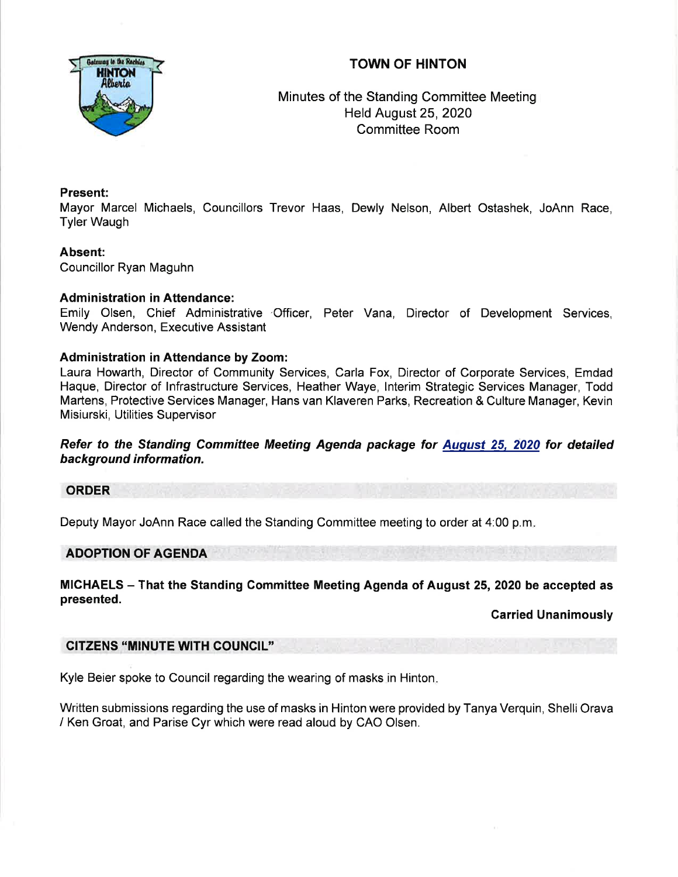# TOWN OF HINTON

Minutes of the Standing Committee Meeting
Held August 25, 2020
Committee Room

**Present:**
Mayor Marcel Michaels, Councillors Trevor Haas, Dewly Nelson, Albert Ostashek, JoAnn Race, Tyler Waugh

**Absent:**
Councillor Ryan Maguhn

**Administration in Attendance:**
Emily Olsen, Chief Administrative Officer, Peter Vana, Director of Development Services, Wendy Anderson, Executive Assistant

**Administration in Attendance by Zoom:**
Laura Howarth, Director of Community Services, Carla Fox, Director of Corporate Services, Emdad Haque, Director of Infrastructure Services, Heather Waye, Interim Strategic Services Manager, Todd Martens, Protective Services Manager, Hans van Klaveren Parks, Recreation & Culture Manager, Kevin Misiurski, Utilities Supervisor

***Refer to the Standing Committee Meeting Agenda package for August 25, 2020 for detailed background information.***

## ORDER

Deputy Mayor JoAnn Race called the Standing Committee meeting to order at 4:00 p.m.

## ADOPTION OF AGENDA

**MICHAELS – That the Standing Committee Meeting Agenda of August 25, 2020 be accepted as presented.**

**Carried Unanimously**

## CITIZENS "MINUTE WITH COUNCIL"

Kyle Beier spoke to Council regarding the wearing of masks in Hinton.

Written submissions regarding the use of masks in Hinton were provided by Tanya Verquin, Shelli Orava / Ken Groat, and Parise Cyr which were read aloud by CAO Olsen.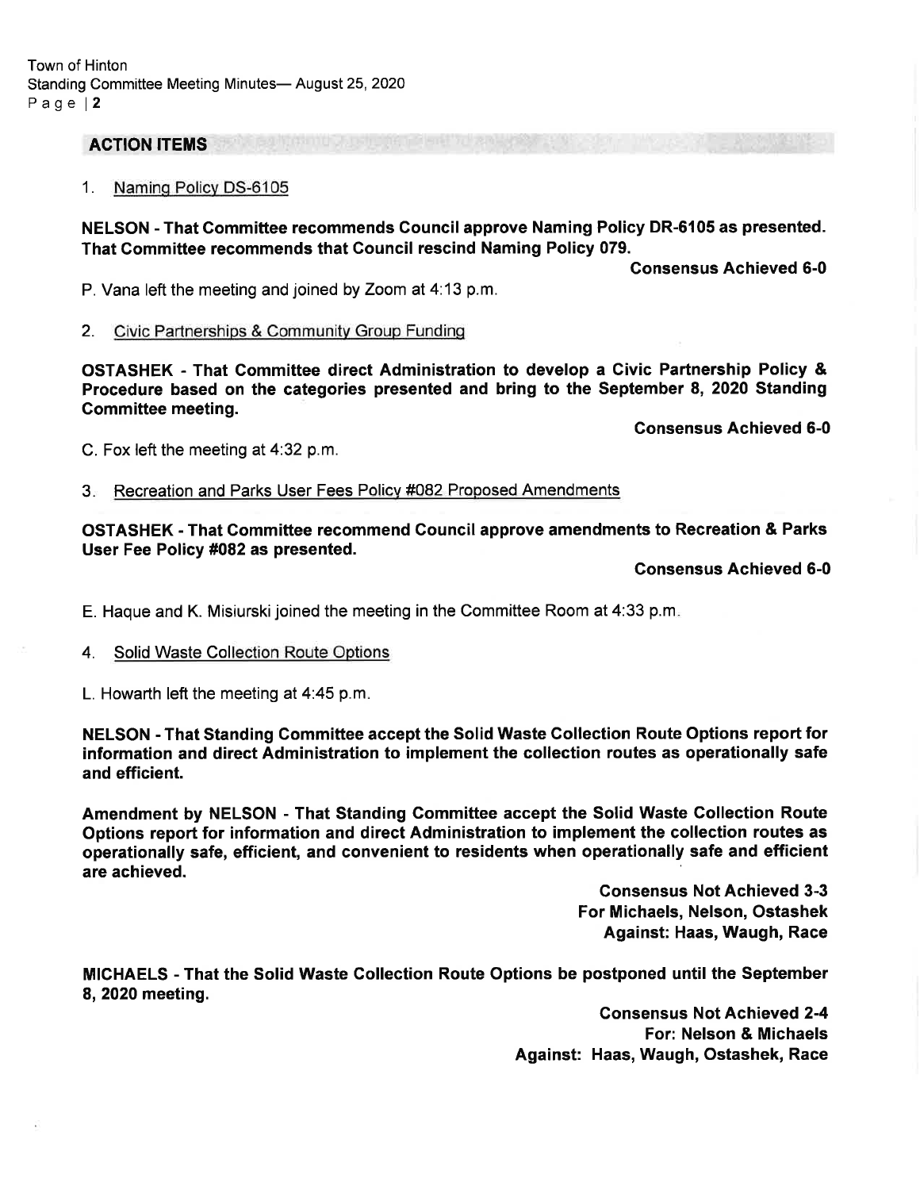## ACTION ITEMS

1. Naming Policy DS-6105

**NELSON - That Committee recommends Council approve Naming Policy DR-6105 as presented. That Committee recommends that Council rescind Naming Policy 079.**

**Consensus Achieved 6-0**

P. Vana left the meeting and joined by Zoom at 4:13 p.m.

2. Civic Partnerships & Community Group Funding

**OSTASHEK - That Committee direct Administration to develop a Civic Partnership Policy & Procedure based on the categories presented and bring to the September 8, 2020 Standing Committee meeting.**

**Consensus Achieved 6-0**

C. Fox left the meeting at 4:32 p.m.

3. Recreation and Parks User Fees Policy #082 Proposed Amendments

**OSTASHEK - That Committee recommend Council approve amendments to Recreation & Parks User Fee Policy #082 as presented.**

**Consensus Achieved 6-0**

E. Haque and K. Misiurski joined the meeting in the Committee Room at 4:33 p.m.

4. Solid Waste Collection Route Options

L. Howarth left the meeting at 4:45 p.m.

**NELSON - That Standing Committee accept the Solid Waste Collection Route Options report for information and direct Administration to implement the collection routes as operationally safe and efficient.**

**Amendment by NELSON - That Standing Committee accept the Solid Waste Collection Route Options report for information and direct Administration to implement the collection routes as operationally safe, efficient, and convenient to residents when operationally safe and efficient are achieved.**

**Consensus Not Achieved 3-3**
**For Michaels, Nelson, Ostashek**
**Against: Haas, Waugh, Race**

**MICHAELS - That the Solid Waste Collection Route Options be postponed until the September 8, 2020 meeting.**

**Consensus Not Achieved 2-4**
**For: Nelson & Michaels**
**Against: Haas, Waugh, Ostashek, Race**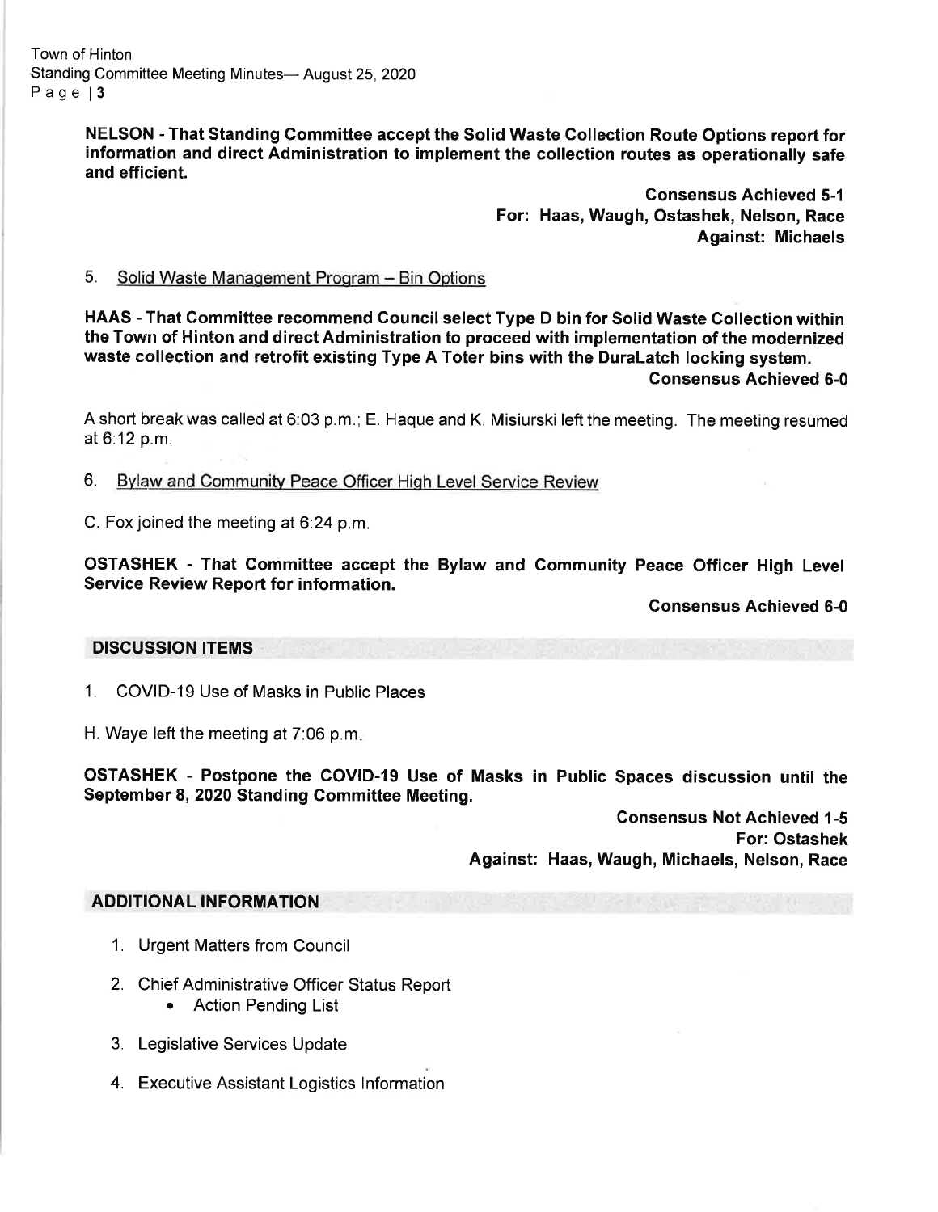**NELSON - That Standing Committee accept the Solid Waste Collection Route Options report for information and direct Administration to implement the collection routes as operationally safe and efficient.**

**Consensus Achieved 5-1**
**For: Haas, Waugh, Ostashek, Nelson, Race**
**Against: Michaels**

5. Solid Waste Management Program – Bin Options

**HAAS - That Committee recommend Council select Type D bin for Solid Waste Collection within the Town of Hinton and direct Administration to proceed with implementation of the modernized waste collection and retrofit existing Type A Toter bins with the DuraLatch locking system.**

**Consensus Achieved 6-0**

A short break was called at 6:03 p.m.; E. Haque and K. Misiurski left the meeting. The meeting resumed at 6:12 p.m.

6. Bylaw and Community Peace Officer High Level Service Review

C. Fox joined the meeting at 6:24 p.m.

**OSTASHEK - That Committee accept the Bylaw and Community Peace Officer High Level Service Review Report for information.**

**Consensus Achieved 6-0**

## DISCUSSION ITEMS

1. COVID-19 Use of Masks in Public Places

H. Waye left the meeting at 7:06 p.m.

**OSTASHEK - Postpone the COVID-19 Use of Masks in Public Spaces discussion until the September 8, 2020 Standing Committee Meeting.**

**Consensus Not Achieved 1-5**
**For: Ostashek**
**Against: Haas, Waugh, Michaels, Nelson, Race**

## ADDITIONAL INFORMATION

1. Urgent Matters from Council
2. Chief Administrative Officer Status Report
   - Action Pending List
3. Legislative Services Update
4. Executive Assistant Logistics Information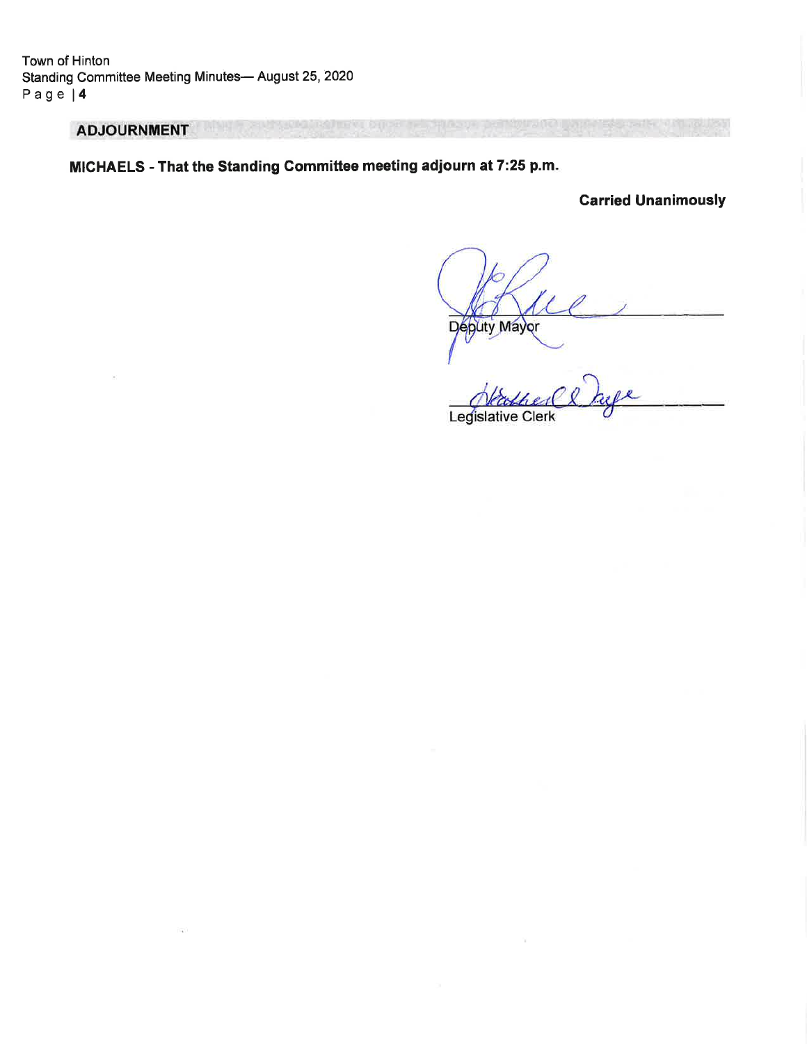## ADJOURNMENT

**MICHAELS - That the Standing Committee meeting adjourn at 7:25 p.m.**

**Carried Unanimously**

Deputy Mayor

Legislative Clerk